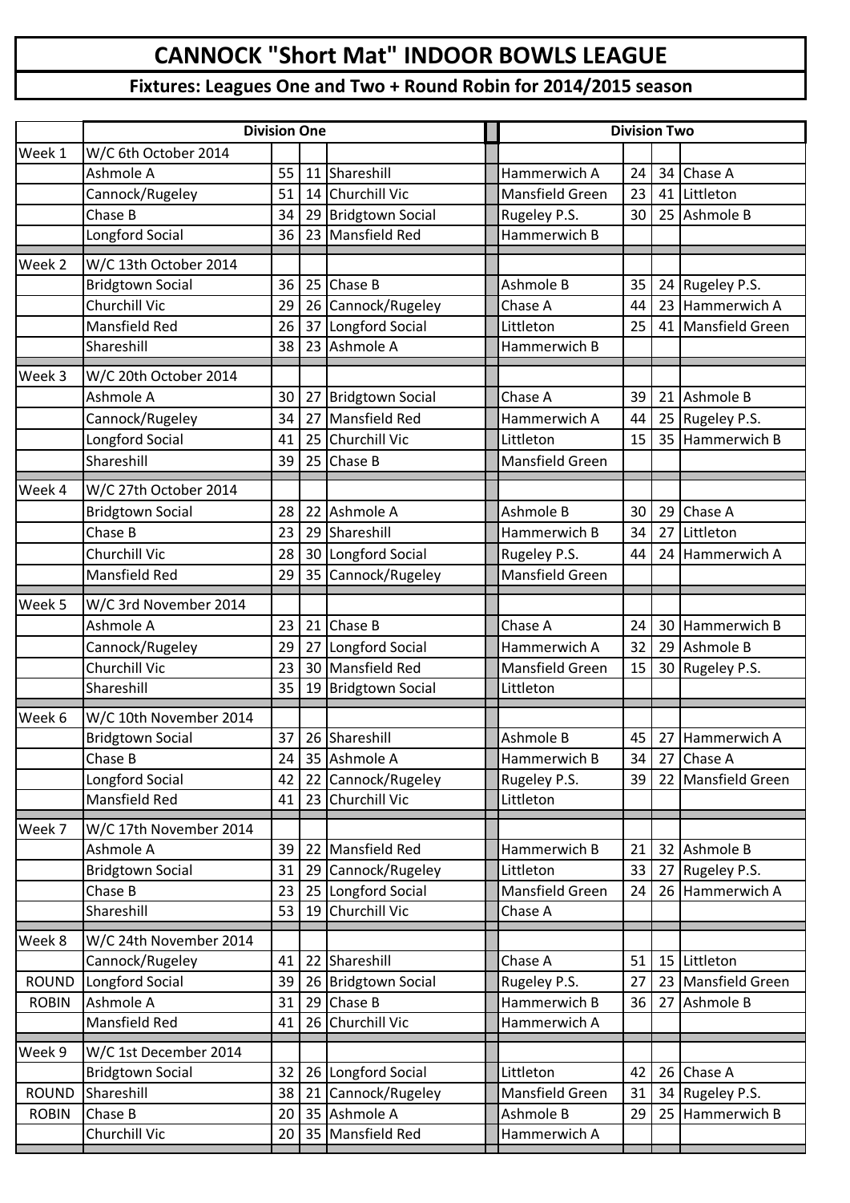# CANNOCK "Short Mat" INDOOR BOWLS LEAGUE

## Fixtures: Leagues One and Two + Round Robin for 2014/2015 season

| | Division One | | | | Division Two | | | |
|---|---|---|---|---|---|---|---|---|
| Week 1 | W/C 6th October 2014 | | | | | | | |
| | Ashmole A | 55 | 11 | Shareshill | Hammerwich A | 24 | 34 | Chase A |
| | Cannock/Rugeley | 51 | 14 | Churchill Vic | Mansfield Green | 23 | 41 | Littleton |
| | Chase B | 34 | 29 | Bridgtown Social | Rugeley P.S. | 30 | 25 | Ashmole B |
| | Longford Social | 36 | 23 | Mansfield Red | Hammerwich B | | | |
| Week 2 | W/C 13th October 2014 | | | | | | | |
| | Bridgtown Social | 36 | 25 | Chase B | Ashmole B | 35 | 24 | Rugeley P.S. |
| | Churchill Vic | 29 | 26 | Cannock/Rugeley | Chase A | 44 | 23 | Hammerwich A |
| | Mansfield Red | 26 | 37 | Longford Social | Littleton | 25 | 41 | Mansfield Green |
| | Shareshill | 38 | 23 | Ashmole A | Hammerwich B | | | |
| Week 3 | W/C 20th October 2014 | | | | | | | |
| | Ashmole A | 30 | 27 | Bridgtown Social | Chase A | 39 | 21 | Ashmole B |
| | Cannock/Rugeley | 34 | 27 | Mansfield Red | Hammerwich A | 44 | 25 | Rugeley P.S. |
| | Longford Social | 41 | 25 | Churchill Vic | Littleton | 15 | 35 | Hammerwich B |
| | Shareshill | 39 | 25 | Chase B | Mansfield Green | | | |
| Week 4 | W/C 27th October 2014 | | | | | | | |
| | Bridgtown Social | 28 | 22 | Ashmole A | Ashmole B | 30 | 29 | Chase A |
| | Chase B | 23 | 29 | Shareshill | Hammerwich B | 34 | 27 | Littleton |
| | Churchill Vic | 28 | 30 | Longford Social | Rugeley P.S. | 44 | 24 | Hammerwich A |
| | Mansfield Red | 29 | 35 | Cannock/Rugeley | Mansfield Green | | | |
| Week 5 | W/C 3rd November 2014 | | | | | | | |
| | Ashmole A | 23 | 21 | Chase B | Chase A | 24 | 30 | Hammerwich B |
| | Cannock/Rugeley | 29 | 27 | Longford Social | Hammerwich A | 32 | 29 | Ashmole B |
| | Churchill Vic | 23 | 30 | Mansfield Red | Mansfield Green | 15 | 30 | Rugeley P.S. |
| | Shareshill | 35 | 19 | Bridgtown Social | Littleton | | | |
| Week 6 | W/C 10th November 2014 | | | | | | | |
| | Bridgtown Social | 37 | 26 | Shareshill | Ashmole B | 45 | 27 | Hammerwich A |
| | Chase B | 24 | 35 | Ashmole A | Hammerwich B | 34 | 27 | Chase A |
| | Longford Social | 42 | 22 | Cannock/Rugeley | Rugeley P.S. | 39 | 22 | Mansfield Green |
| | Mansfield Red | 41 | 23 | Churchill Vic | Littleton | | | |
| Week 7 | W/C 17th November 2014 | | | | | | | |
| | Ashmole A | 39 | 22 | Mansfield Red | Hammerwich B | 21 | 32 | Ashmole B |
| | Bridgtown Social | 31 | 29 | Cannock/Rugeley | Littleton | 33 | 27 | Rugeley P.S. |
| | Chase B | 23 | 25 | Longford Social | Mansfield Green | 24 | 26 | Hammerwich A |
| | Shareshill | 53 | 19 | Churchill Vic | Chase A | | | |
| Week 8 | W/C 24th November 2014 | | | | | | | |
| | Cannock/Rugeley | 41 | 22 | Shareshill | Chase A | 51 | 15 | Littleton |
| ROUND | Longford Social | 39 | 26 | Bridgtown Social | Rugeley P.S. | 27 | 23 | Mansfield Green |
| ROBIN | Ashmole A | 31 | 29 | Chase B | Hammerwich B | 36 | 27 | Ashmole B |
| | Mansfield Red | 41 | 26 | Churchill Vic | Hammerwich A | | | |
| Week 9 | W/C 1st December 2014 | | | | | | | |
| | Bridgtown Social | 32 | 26 | Longford Social | Littleton | 42 | 26 | Chase A |
| ROUND | Shareshill | 38 | 21 | Cannock/Rugeley | Mansfield Green | 31 | 34 | Rugeley P.S. |
| ROBIN | Chase B | 20 | 35 | Ashmole A | Ashmole B | 29 | 25 | Hammerwich B |
| | Churchill Vic | 20 | 35 | Mansfield Red | Hammerwich A | | | |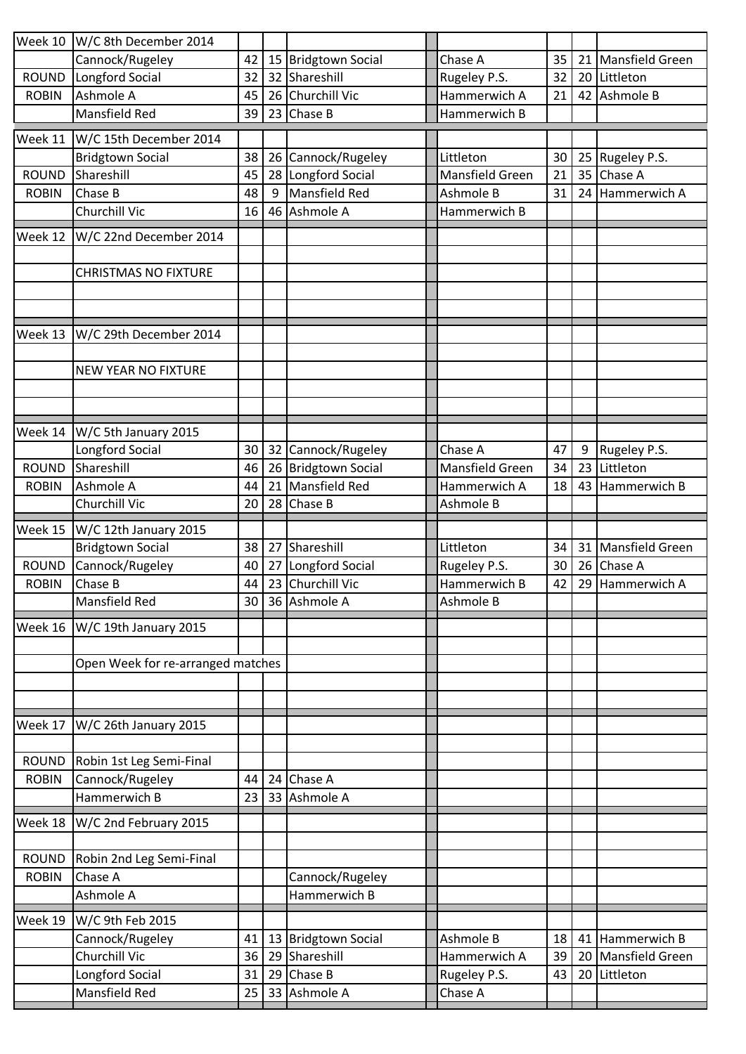| | | | | | | | | | |
|---|---|---|---|---|---|---|---|---|---|
| Week 10 | W/C 8th December 2014 | | | | | | | | |
| | Cannock/Rugeley | 42 | 15 | Bridgtown Social | | Chase A | 35 | 21 | Mansfield Green |
| ROUND | Longford Social | 32 | 32 | Shareshill | | Rugeley P.S. | 32 | 20 | Littleton |
| ROBIN | Ashmole A | 45 | 26 | Churchill Vic | | Hammerwich A | 21 | 42 | Ashmole B |
| | Mansfield Red | 39 | 23 | Chase B | | Hammerwich B | | | |
| Week 11 | W/C 15th December 2014 | | | | | | | | |
| | Bridgtown Social | 38 | 26 | Cannock/Rugeley | | Littleton | 30 | 25 | Rugeley P.S. |
| ROUND | Shareshill | 45 | 28 | Longford Social | | Mansfield Green | 21 | 35 | Chase A |
| ROBIN | Chase B | 48 | 9 | Mansfield Red | | Ashmole B | 31 | 24 | Hammerwich A |
| | Churchill Vic | 16 | 46 | Ashmole A | | Hammerwich B | | | |
| Week 12 | W/C 22nd December 2014 | | | | | | | | |
| | CHRISTMAS NO FIXTURE | | | | | | | | |
| Week 13 | W/C 29th December 2014 | | | | | | | | |
| | NEW YEAR NO FIXTURE | | | | | | | | |
| Week 14 | W/C 5th January 2015 | | | | | | | | |
| | Longford Social | 30 | 32 | Cannock/Rugeley | | Chase A | 47 | 9 | Rugeley P.S. |
| ROUND | Shareshill | 46 | 26 | Bridgtown Social | | Mansfield Green | 34 | 23 | Littleton |
| ROBIN | Ashmole A | 44 | 21 | Mansfield Red | | Hammerwich A | 18 | 43 | Hammerwich B |
| | Churchill Vic | 20 | 28 | Chase B | | Ashmole B | | | |
| Week 15 | W/C 12th January 2015 | | | | | | | | |
| | Bridgtown Social | 38 | 27 | Shareshill | | Littleton | 34 | 31 | Mansfield Green |
| ROUND | Cannock/Rugeley | 40 | 27 | Longford Social | | Rugeley P.S. | 30 | 26 | Chase A |
| ROBIN | Chase B | 44 | 23 | Churchill Vic | | Hammerwich B | 42 | 29 | Hammerwich A |
| | Mansfield Red | 30 | 36 | Ashmole A | | Ashmole B | | | |
| Week 16 | W/C 19th January 2015 | | | | | | | | |
| | Open Week for re-arranged matches | | | | | | | | |
| Week 17 | W/C 26th January 2015 | | | | | | | | |
| ROUND | Robin 1st Leg Semi-Final | | | | | | | | |
| ROBIN | Cannock/Rugeley | 44 | 24 | Chase A | | | | | |
| | Hammerwich B | 23 | 33 | Ashmole A | | | | | |
| Week 18 | W/C 2nd February 2015 | | | | | | | | |
| ROUND | Robin 2nd Leg Semi-Final | | | | | | | | |
| ROBIN | Chase A | | | Cannock/Rugeley | | | | | |
| | Ashmole A | | | Hammerwich B | | | | | |
| Week 19 | W/C 9th Feb 2015 | | | | | | | | |
| | Cannock/Rugeley | 41 | 13 | Bridgtown Social | | Ashmole B | 18 | 41 | Hammerwich B |
| | Churchill Vic | 36 | 29 | Shareshill | | Hammerwich A | 39 | 20 | Mansfield Green |
| | Longford Social | 31 | 29 | Chase B | | Rugeley P.S. | 43 | 20 | Littleton |
| | Mansfield Red | 25 | 33 | Ashmole A | | Chase A | | | |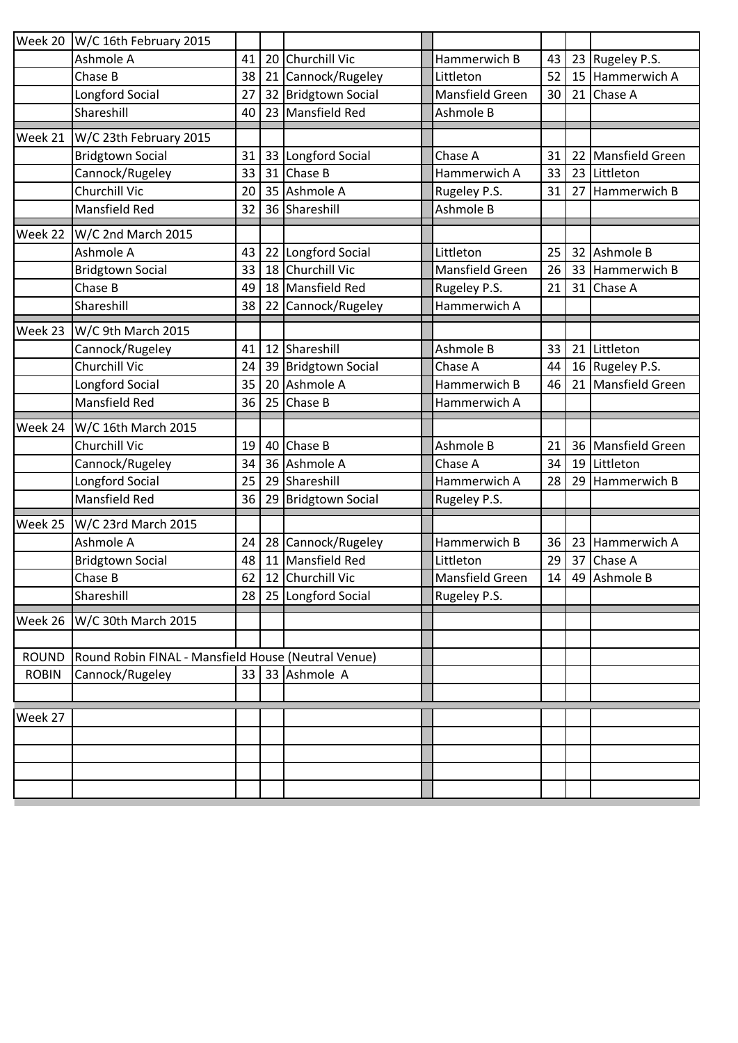| | | | | | | | | |
|---|---|---|---|---|---|---|---|---|
| Week 20 | W/C 16th February 2015 | | | | | | | |
| | Ashmole A | 41 | 20 | Churchill Vic | Hammerwich B | 43 | 23 | Rugeley P.S. |
| | Chase B | 38 | 21 | Cannock/Rugeley | Littleton | 52 | 15 | Hammerwich A |
| | Longford Social | 27 | 32 | Bridgtown Social | Mansfield Green | 30 | 21 | Chase A |
| | Shareshill | 40 | 23 | Mansfield Red | Ashmole B | | | |
| Week 21 | W/C 23th February 2015 | | | | | | | |
| | Bridgtown Social | 31 | 33 | Longford Social | Chase A | 31 | 22 | Mansfield Green |
| | Cannock/Rugeley | 33 | 31 | Chase B | Hammerwich A | 33 | 23 | Littleton |
| | Churchill Vic | 20 | 35 | Ashmole A | Rugeley P.S. | 31 | 27 | Hammerwich B |
| | Mansfield Red | 32 | 36 | Shareshill | Ashmole B | | | |
| Week 22 | W/C 2nd March 2015 | | | | | | | |
| | Ashmole A | 43 | 22 | Longford Social | Littleton | 25 | 32 | Ashmole B |
| | Bridgtown Social | 33 | 18 | Churchill Vic | Mansfield Green | 26 | 33 | Hammerwich B |
| | Chase B | 49 | 18 | Mansfield Red | Rugeley P.S. | 21 | 31 | Chase A |
| | Shareshill | 38 | 22 | Cannock/Rugeley | Hammerwich A | | | |
| Week 23 | W/C 9th March 2015 | | | | | | | |
| | Cannock/Rugeley | 41 | 12 | Shareshill | Ashmole B | 33 | 21 | Littleton |
| | Churchill Vic | 24 | 39 | Bridgtown Social | Chase A | 44 | 16 | Rugeley P.S. |
| | Longford Social | 35 | 20 | Ashmole A | Hammerwich B | 46 | 21 | Mansfield Green |
| | Mansfield Red | 36 | 25 | Chase B | Hammerwich A | | | |
| Week 24 | W/C 16th March 2015 | | | | | | | |
| | Churchill Vic | 19 | 40 | Chase B | Ashmole B | 21 | 36 | Mansfield Green |
| | Cannock/Rugeley | 34 | 36 | Ashmole A | Chase A | 34 | 19 | Littleton |
| | Longford Social | 25 | 29 | Shareshill | Hammerwich A | 28 | 29 | Hammerwich B |
| | Mansfield Red | 36 | 29 | Bridgtown Social | Rugeley P.S. | | | |
| Week 25 | W/C 23rd March 2015 | | | | | | | |
| | Ashmole A | 24 | 28 | Cannock/Rugeley | Hammerwich B | 36 | 23 | Hammerwich A |
| | Bridgtown Social | 48 | 11 | Mansfield Red | Littleton | 29 | 37 | Chase A |
| | Chase B | 62 | 12 | Churchill Vic | Mansfield Green | 14 | 49 | Ashmole B |
| | Shareshill | 28 | 25 | Longford Social | Rugeley P.S. | | | |
| Week 26 | W/C 30th March 2015 | | | | | | | |
| | | | | | | | | |
| ROUND | Round Robin FINAL - Mansfield House (Neutral Venue) | | | | | | | |
| ROBIN | Cannock/Rugeley | 33 | 33 | Ashmole A | | | | |
| | | | | | | | | |
| Week 27 | | | | | | | | |
| | | | | | | | | |
| | | | | | | | | |
| | | | | | | | | |
| | | | | | | | | |